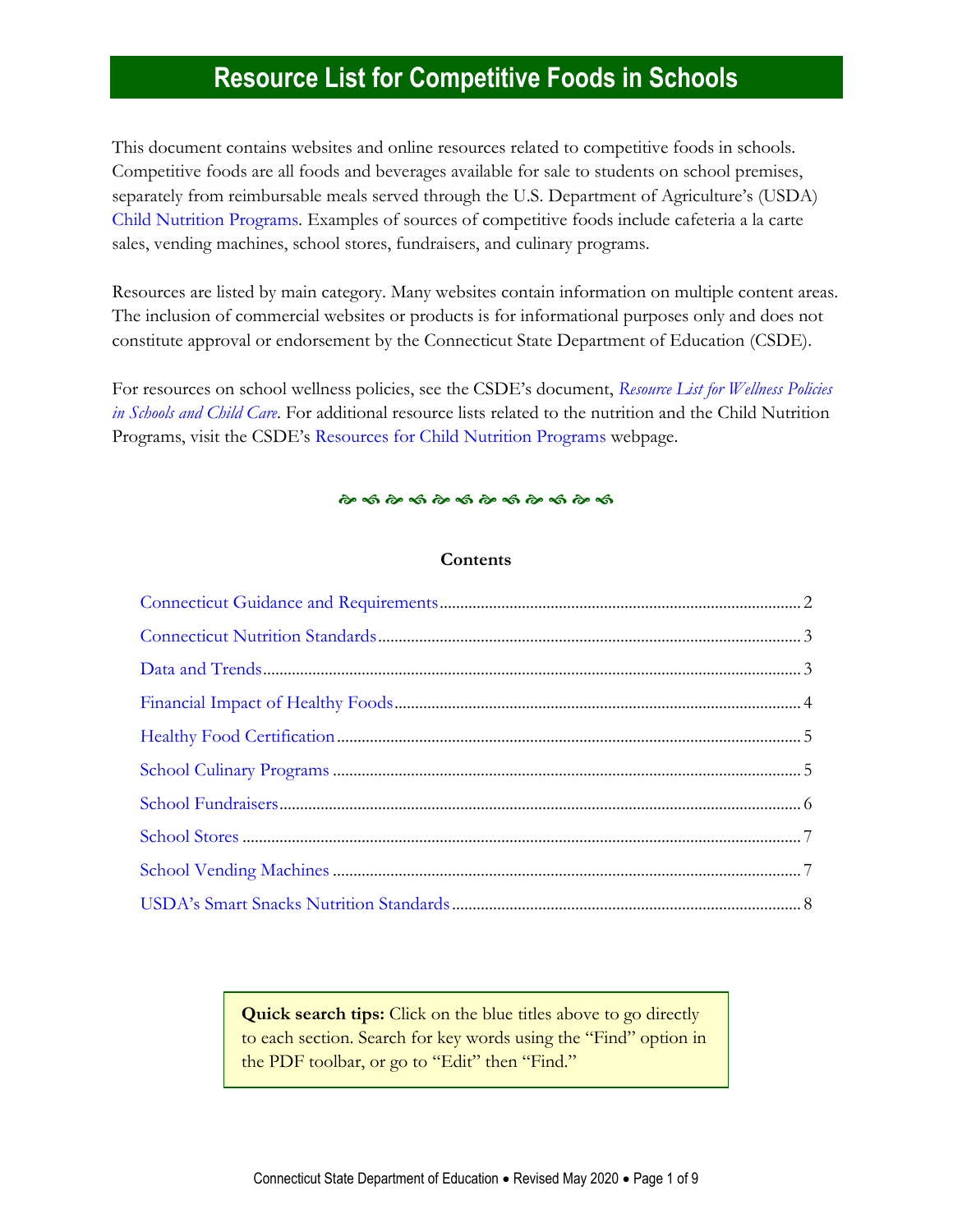# Resource List for Competitive Foods in Schools

This document contains websites and online resources related to competitive foods in schools. Competitive foods are all foods and beverages available for sale to students on school premises, separately from reimbursable meals served through the U.S. Department of Agriculture's (USDA) Child Nutrition Programs. Examples of sources of competitive foods include cafeteria a la carte sales, vending machines, school stores, fundraisers, and culinary programs.

Resources are listed by main category. Many websites contain information on multiple content areas. The inclusion of commercial websites or products is for informational purposes only and does not constitute approval or endorsement by the Connecticut State Department of Education (CSDE).

For resources on school wellness policies, see the CSDE's document, *Resource List for Wellness Policies in Schools and Child Care*. For additional resource lists related to the nutrition and the Child Nutrition Programs, visit the CSDE's Resources for Child Nutrition Programs webpage.

**Contents**

- Connecticut Guidance and Requirements ........ 2
- Connecticut Nutrition Standards ........ 3
- Data and Trends ........ 3
- Financial Impact of Healthy Foods ........ 4
- Healthy Food Certification ........ 5
- School Culinary Programs ........ 5
- School Fundraisers ........ 6
- School Stores ........ 7
- School Vending Machines ........ 7
- USDA's Smart Snacks Nutrition Standards ........ 8

**Quick search tips:** Click on the blue titles above to go directly to each section. Search for key words using the "Find" option in the PDF toolbar, or go to "Edit" then "Find."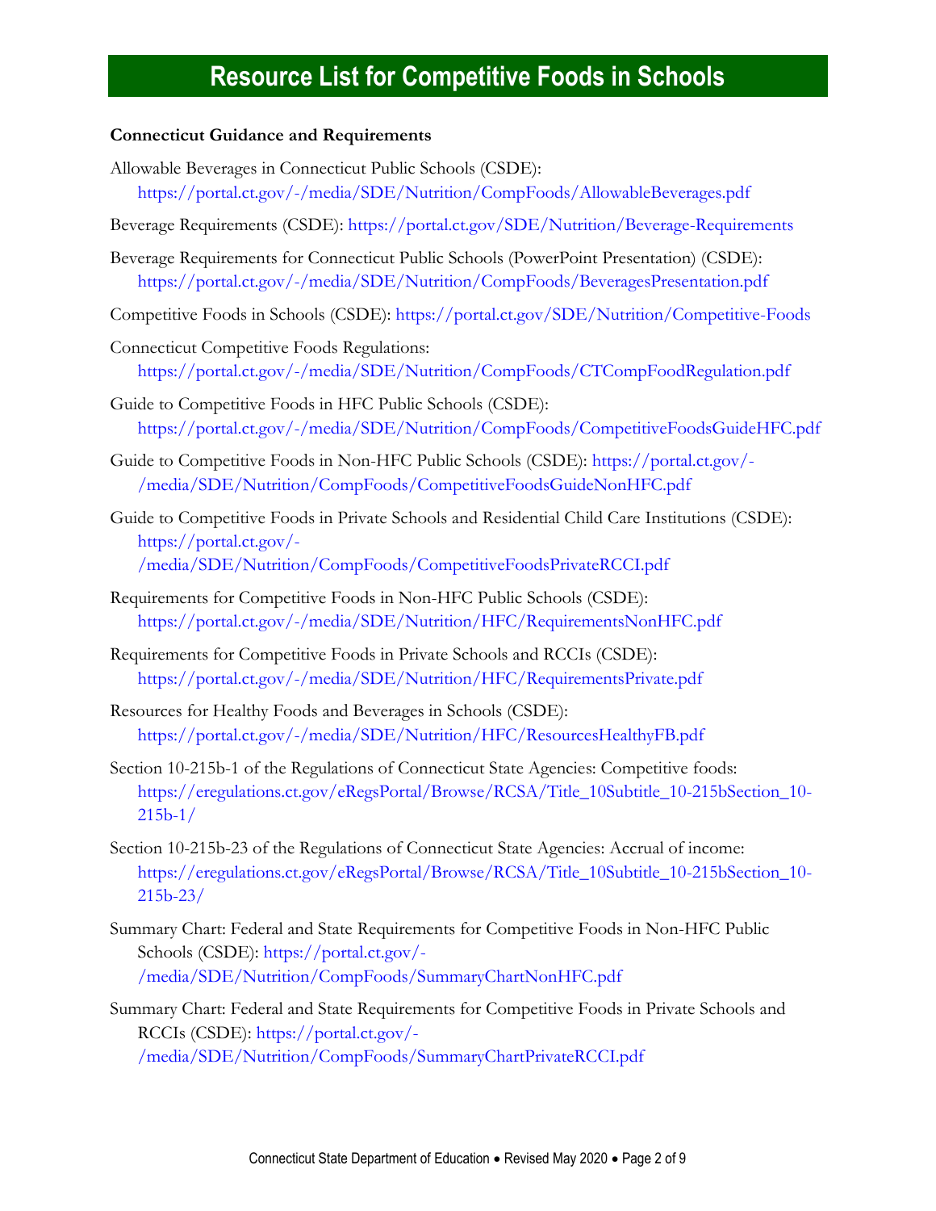# Resource List for Competitive Foods in Schools

**Connecticut Guidance and Requirements**

Allowable Beverages in Connecticut Public Schools (CSDE): https://portal.ct.gov/-/media/SDE/Nutrition/CompFoods/AllowableBeverages.pdf

Beverage Requirements (CSDE): https://portal.ct.gov/SDE/Nutrition/Beverage-Requirements

Beverage Requirements for Connecticut Public Schools (PowerPoint Presentation) (CSDE): https://portal.ct.gov/-/media/SDE/Nutrition/CompFoods/BeveragesPresentation.pdf

Competitive Foods in Schools (CSDE): https://portal.ct.gov/SDE/Nutrition/Competitive-Foods

Connecticut Competitive Foods Regulations: https://portal.ct.gov/-/media/SDE/Nutrition/CompFoods/CTCompFoodRegulation.pdf

Guide to Competitive Foods in HFC Public Schools (CSDE): https://portal.ct.gov/-/media/SDE/Nutrition/CompFoods/CompetitiveFoodsGuideHFC.pdf

Guide to Competitive Foods in Non-HFC Public Schools (CSDE): https://portal.ct.gov/-/media/SDE/Nutrition/CompFoods/CompetitiveFoodsGuideNonHFC.pdf

Guide to Competitive Foods in Private Schools and Residential Child Care Institutions (CSDE): https://portal.ct.gov/-/media/SDE/Nutrition/CompFoods/CompetitiveFoodsPrivateRCCI.pdf

Requirements for Competitive Foods in Non-HFC Public Schools (CSDE): https://portal.ct.gov/-/media/SDE/Nutrition/HFC/RequirementsNonHFC.pdf

Requirements for Competitive Foods in Private Schools and RCCIs (CSDE): https://portal.ct.gov/-/media/SDE/Nutrition/HFC/RequirementsPrivate.pdf

Resources for Healthy Foods and Beverages in Schools (CSDE): https://portal.ct.gov/-/media/SDE/Nutrition/HFC/ResourcesHealthyFB.pdf

Section 10-215b-1 of the Regulations of Connecticut State Agencies: Competitive foods: https://eregulations.ct.gov/eRegsPortal/Browse/RCSA/Title_10Subtitle_10-215bSection_10-215b-1/

Section 10-215b-23 of the Regulations of Connecticut State Agencies: Accrual of income: https://eregulations.ct.gov/eRegsPortal/Browse/RCSA/Title_10Subtitle_10-215bSection_10-215b-23/

Summary Chart: Federal and State Requirements for Competitive Foods in Non-HFC Public Schools (CSDE): https://portal.ct.gov/-/media/SDE/Nutrition/CompFoods/SummaryChartNonHFC.pdf

Summary Chart: Federal and State Requirements for Competitive Foods in Private Schools and RCCIs (CSDE): https://portal.ct.gov/-/media/SDE/Nutrition/CompFoods/SummaryChartPrivateRCCI.pdf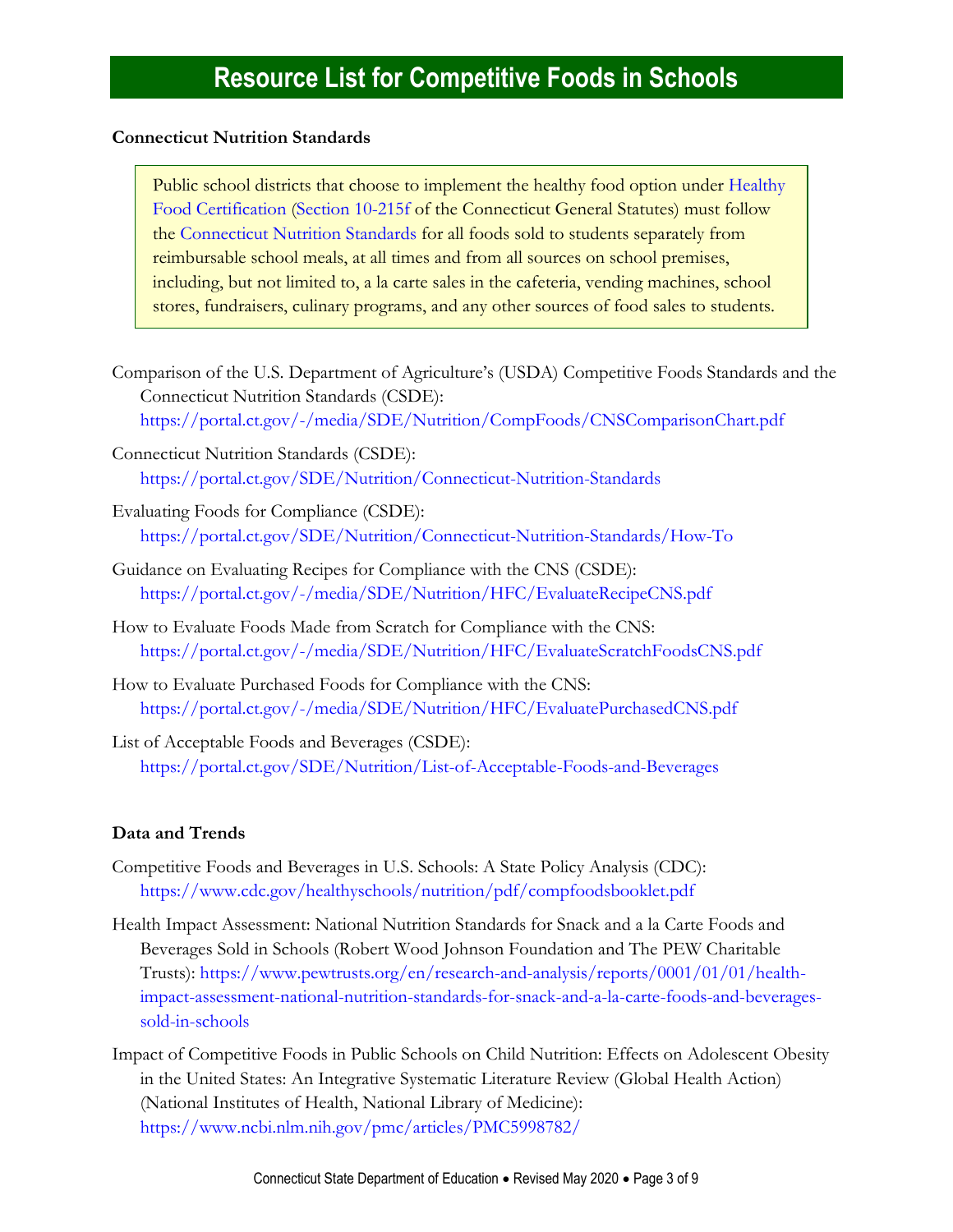# Resource List for Competitive Foods in Schools

### Connecticut Nutrition Standards

> Public school districts that choose to implement the healthy food option under Healthy Food Certification (Section 10-215f of the Connecticut General Statutes) must follow the Connecticut Nutrition Standards for all foods sold to students separately from reimbursable school meals, at all times and from all sources on school premises, including, but not limited to, a la carte sales in the cafeteria, vending machines, school stores, fundraisers, culinary programs, and any other sources of food sales to students.

Comparison of the U.S. Department of Agriculture's (USDA) Competitive Foods Standards and the Connecticut Nutrition Standards (CSDE): https://portal.ct.gov/-/media/SDE/Nutrition/CompFoods/CNSComparisonChart.pdf

Connecticut Nutrition Standards (CSDE): https://portal.ct.gov/SDE/Nutrition/Connecticut-Nutrition-Standards

Evaluating Foods for Compliance (CSDE): https://portal.ct.gov/SDE/Nutrition/Connecticut-Nutrition-Standards/How-To

Guidance on Evaluating Recipes for Compliance with the CNS (CSDE): https://portal.ct.gov/-/media/SDE/Nutrition/HFC/EvaluateRecipeCNS.pdf

How to Evaluate Foods Made from Scratch for Compliance with the CNS: https://portal.ct.gov/-/media/SDE/Nutrition/HFC/EvaluateScratchFoodsCNS.pdf

How to Evaluate Purchased Foods for Compliance with the CNS: https://portal.ct.gov/-/media/SDE/Nutrition/HFC/EvaluatePurchasedCNS.pdf

List of Acceptable Foods and Beverages (CSDE): https://portal.ct.gov/SDE/Nutrition/List-of-Acceptable-Foods-and-Beverages

### Data and Trends

Competitive Foods and Beverages in U.S. Schools: A State Policy Analysis (CDC): https://www.cdc.gov/healthyschools/nutrition/pdf/compfoodsbooklet.pdf

Health Impact Assessment: National Nutrition Standards for Snack and a la Carte Foods and Beverages Sold in Schools (Robert Wood Johnson Foundation and The PEW Charitable Trusts): https://www.pewtrusts.org/en/research-and-analysis/reports/0001/01/01/health-impact-assessment-national-nutrition-standards-for-snack-and-a-la-carte-foods-and-beverages-sold-in-schools

Impact of Competitive Foods in Public Schools on Child Nutrition: Effects on Adolescent Obesity in the United States: An Integrative Systematic Literature Review (Global Health Action) (National Institutes of Health, National Library of Medicine): https://www.ncbi.nlm.nih.gov/pmc/articles/PMC5998782/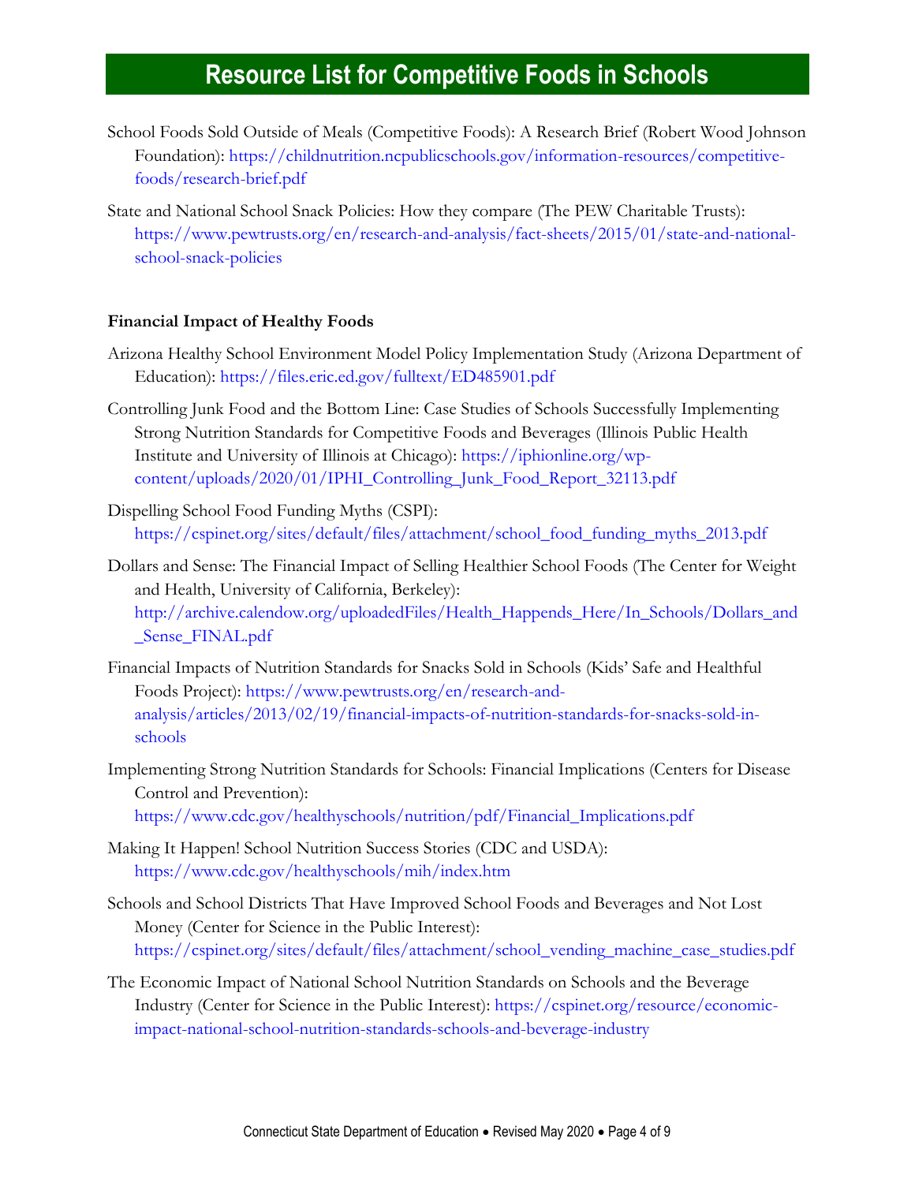# Resource List for Competitive Foods in Schools

School Foods Sold Outside of Meals (Competitive Foods): A Research Brief (Robert Wood Johnson Foundation): https://childnutrition.ncpublicschools.gov/information-resources/competitive-foods/research-brief.pdf

State and National School Snack Policies: How they compare (The PEW Charitable Trusts): https://www.pewtrusts.org/en/research-and-analysis/fact-sheets/2015/01/state-and-national-school-snack-policies

**Financial Impact of Healthy Foods**

Arizona Healthy School Environment Model Policy Implementation Study (Arizona Department of Education): https://files.eric.ed.gov/fulltext/ED485901.pdf

Controlling Junk Food and the Bottom Line: Case Studies of Schools Successfully Implementing Strong Nutrition Standards for Competitive Foods and Beverages (Illinois Public Health Institute and University of Illinois at Chicago): https://iphionline.org/wp-content/uploads/2020/01/IPHI_Controlling_Junk_Food_Report_32113.pdf

Dispelling School Food Funding Myths (CSPI): https://cspinet.org/sites/default/files/attachment/school_food_funding_myths_2013.pdf

Dollars and Sense: The Financial Impact of Selling Healthier School Foods (The Center for Weight and Health, University of California, Berkeley): http://archive.calendow.org/uploadedFiles/Health_Happends_Here/In_Schools/Dollars_and_Sense_FINAL.pdf

Financial Impacts of Nutrition Standards for Snacks Sold in Schools (Kids' Safe and Healthful Foods Project): https://www.pewtrusts.org/en/research-and-analysis/articles/2013/02/19/financial-impacts-of-nutrition-standards-for-snacks-sold-in-schools

Implementing Strong Nutrition Standards for Schools: Financial Implications (Centers for Disease Control and Prevention): https://www.cdc.gov/healthyschools/nutrition/pdf/Financial_Implications.pdf

Making It Happen! School Nutrition Success Stories (CDC and USDA): https://www.cdc.gov/healthyschools/mih/index.htm

Schools and School Districts That Have Improved School Foods and Beverages and Not Lost Money (Center for Science in the Public Interest): https://cspinet.org/sites/default/files/attachment/school_vending_machine_case_studies.pdf

The Economic Impact of National School Nutrition Standards on Schools and the Beverage Industry (Center for Science in the Public Interest): https://cspinet.org/resource/economic-impact-national-school-nutrition-standards-schools-and-beverage-industry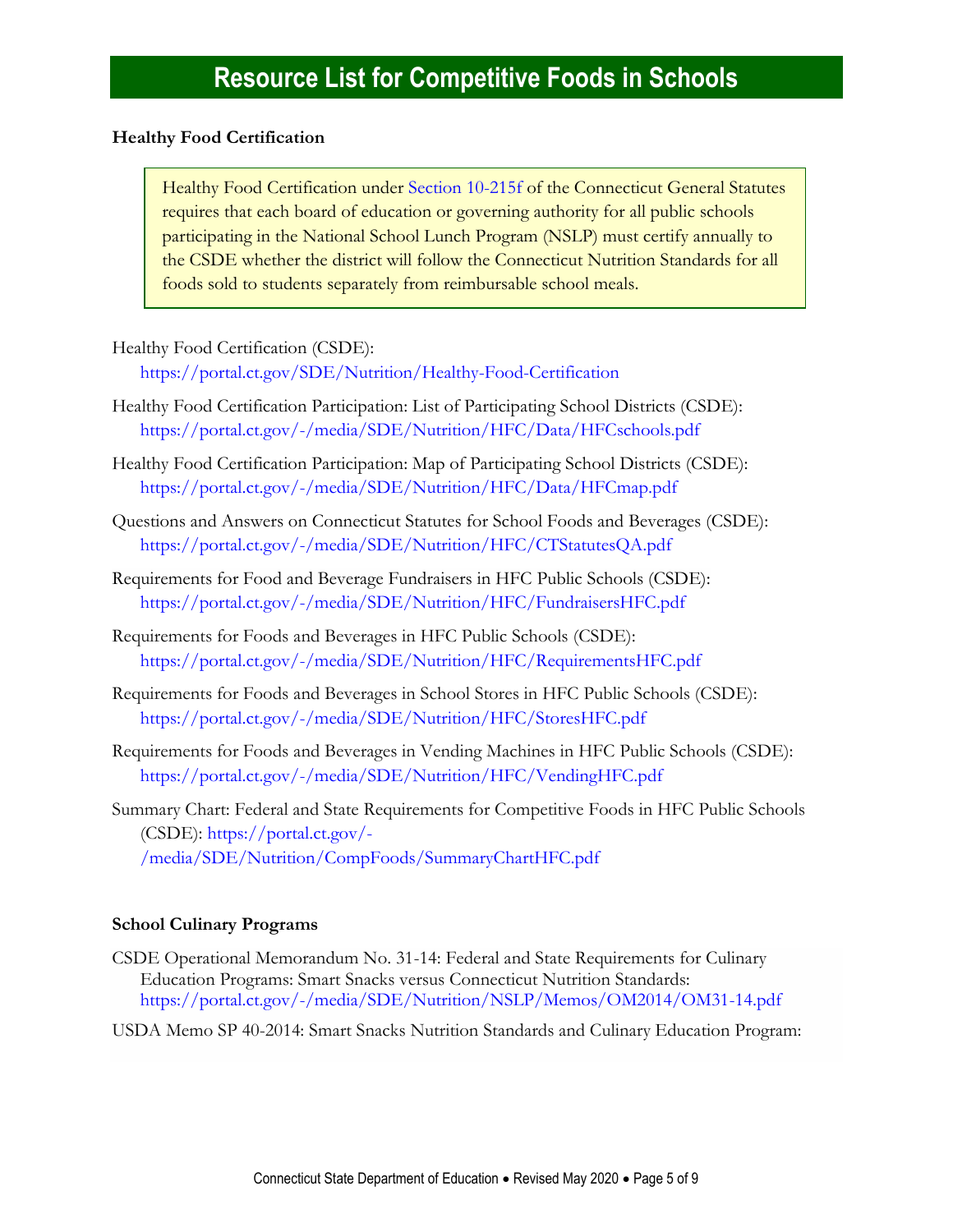# Resource List for Competitive Foods in Schools

### Healthy Food Certification

> Healthy Food Certification under Section 10-215f of the Connecticut General Statutes requires that each board of education or governing authority for all public schools participating in the National School Lunch Program (NSLP) must certify annually to the CSDE whether the district will follow the Connecticut Nutrition Standards for all foods sold to students separately from reimbursable school meals.

Healthy Food Certification (CSDE):
https://portal.ct.gov/SDE/Nutrition/Healthy-Food-Certification

Healthy Food Certification Participation: List of Participating School Districts (CSDE):
https://portal.ct.gov/-/media/SDE/Nutrition/HFC/Data/HFCschools.pdf

Healthy Food Certification Participation: Map of Participating School Districts (CSDE):
https://portal.ct.gov/-/media/SDE/Nutrition/HFC/Data/HFCmap.pdf

Questions and Answers on Connecticut Statutes for School Foods and Beverages (CSDE):
https://portal.ct.gov/-/media/SDE/Nutrition/HFC/CTStatutesQA.pdf

Requirements for Food and Beverage Fundraisers in HFC Public Schools (CSDE):
https://portal.ct.gov/-/media/SDE/Nutrition/HFC/FundraisersHFC.pdf

Requirements for Foods and Beverages in HFC Public Schools (CSDE):
https://portal.ct.gov/-/media/SDE/Nutrition/HFC/RequirementsHFC.pdf

Requirements for Foods and Beverages in School Stores in HFC Public Schools (CSDE):
https://portal.ct.gov/-/media/SDE/Nutrition/HFC/StoresHFC.pdf

Requirements for Foods and Beverages in Vending Machines in HFC Public Schools (CSDE):
https://portal.ct.gov/-/media/SDE/Nutrition/HFC/VendingHFC.pdf

Summary Chart: Federal and State Requirements for Competitive Foods in HFC Public Schools (CSDE): https://portal.ct.gov/-/media/SDE/Nutrition/CompFoods/SummaryChartHFC.pdf

### School Culinary Programs

CSDE Operational Memorandum No. 31-14: Federal and State Requirements for Culinary Education Programs: Smart Snacks versus Connecticut Nutrition Standards:
https://portal.ct.gov/-/media/SDE/Nutrition/NSLP/Memos/OM2014/OM31-14.pdf

USDA Memo SP 40-2014: Smart Snacks Nutrition Standards and Culinary Education Program: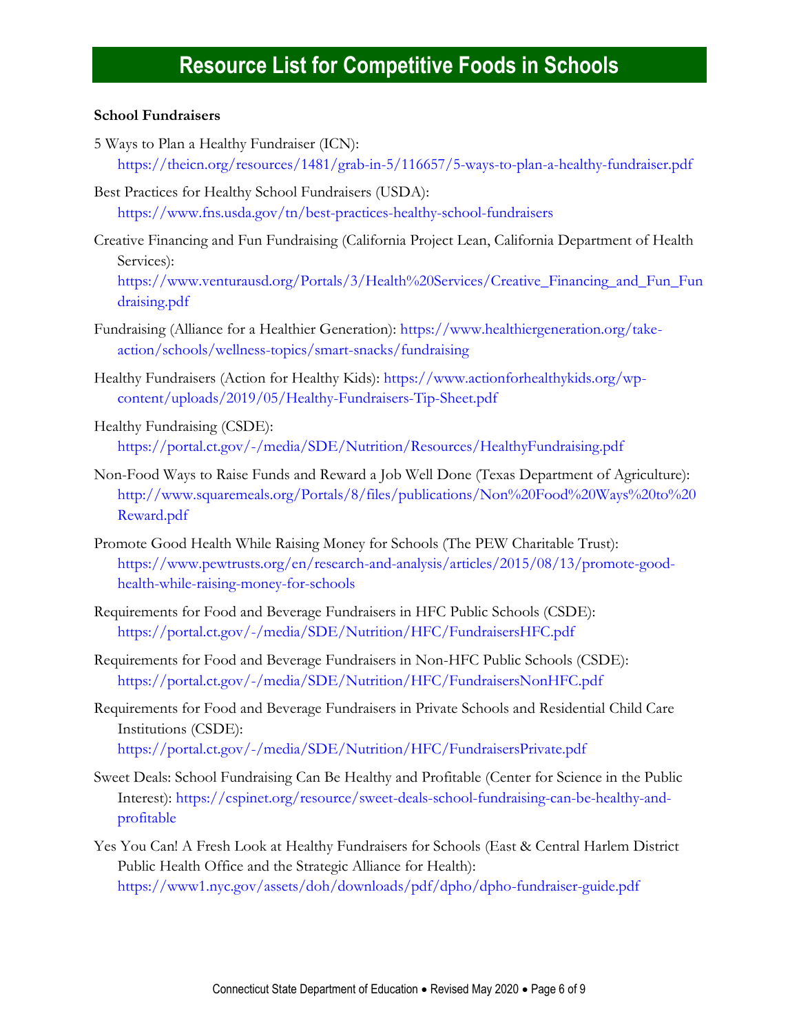# Resource List for Competitive Foods in Schools

**School Fundraisers**

5 Ways to Plan a Healthy Fundraiser (ICN): https://theicn.org/resources/1481/grab-in-5/116657/5-ways-to-plan-a-healthy-fundraiser.pdf

Best Practices for Healthy School Fundraisers (USDA): https://www.fns.usda.gov/tn/best-practices-healthy-school-fundraisers

Creative Financing and Fun Fundraising (California Project Lean, California Department of Health Services): https://www.venturausd.org/Portals/3/Health%20Services/Creative_Financing_and_Fun_Fundraising.pdf

Fundraising (Alliance for a Healthier Generation): https://www.healthiergeneration.org/take-action/schools/wellness-topics/smart-snacks/fundraising

Healthy Fundraisers (Action for Healthy Kids): https://www.actionforhealthykids.org/wp-content/uploads/2019/05/Healthy-Fundraisers-Tip-Sheet.pdf

Healthy Fundraising (CSDE): https://portal.ct.gov/-/media/SDE/Nutrition/Resources/HealthyFundraising.pdf

Non-Food Ways to Raise Funds and Reward a Job Well Done (Texas Department of Agriculture): http://www.squaremeals.org/Portals/8/files/publications/Non%20Food%20Ways%20to%20Reward.pdf

Promote Good Health While Raising Money for Schools (The PEW Charitable Trust): https://www.pewtrusts.org/en/research-and-analysis/articles/2015/08/13/promote-good-health-while-raising-money-for-schools

Requirements for Food and Beverage Fundraisers in HFC Public Schools (CSDE): https://portal.ct.gov/-/media/SDE/Nutrition/HFC/FundraisersHFC.pdf

Requirements for Food and Beverage Fundraisers in Non-HFC Public Schools (CSDE): https://portal.ct.gov/-/media/SDE/Nutrition/HFC/FundraisersNonHFC.pdf

Requirements for Food and Beverage Fundraisers in Private Schools and Residential Child Care Institutions (CSDE): https://portal.ct.gov/-/media/SDE/Nutrition/HFC/FundraisersPrivate.pdf

Sweet Deals: School Fundraising Can Be Healthy and Profitable (Center for Science in the Public Interest): https://cspinet.org/resource/sweet-deals-school-fundraising-can-be-healthy-and-profitable

Yes You Can! A Fresh Look at Healthy Fundraisers for Schools (East & Central Harlem District Public Health Office and the Strategic Alliance for Health): https://www1.nyc.gov/assets/doh/downloads/pdf/dpho/dpho-fundraiser-guide.pdf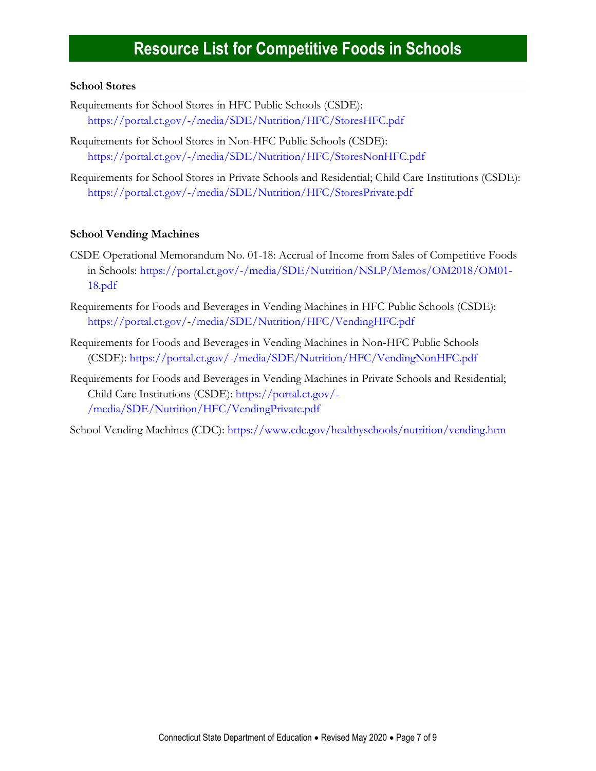# Resource List for Competitive Foods in Schools

### School Stores

Requirements for School Stores in HFC Public Schools (CSDE): https://portal.ct.gov/-/media/SDE/Nutrition/HFC/StoresHFC.pdf

Requirements for School Stores in Non-HFC Public Schools (CSDE): https://portal.ct.gov/-/media/SDE/Nutrition/HFC/StoresNonHFC.pdf

Requirements for School Stores in Private Schools and Residential; Child Care Institutions (CSDE): https://portal.ct.gov/-/media/SDE/Nutrition/HFC/StoresPrivate.pdf

### School Vending Machines

CSDE Operational Memorandum No. 01-18: Accrual of Income from Sales of Competitive Foods in Schools: https://portal.ct.gov/-/media/SDE/Nutrition/NSLP/Memos/OM2018/OM01-18.pdf

Requirements for Foods and Beverages in Vending Machines in HFC Public Schools (CSDE): https://portal.ct.gov/-/media/SDE/Nutrition/HFC/VendingHFC.pdf

Requirements for Foods and Beverages in Vending Machines in Non-HFC Public Schools (CSDE): https://portal.ct.gov/-/media/SDE/Nutrition/HFC/VendingNonHFC.pdf

Requirements for Foods and Beverages in Vending Machines in Private Schools and Residential; Child Care Institutions (CSDE): https://portal.ct.gov/-/media/SDE/Nutrition/HFC/VendingPrivate.pdf

School Vending Machines (CDC): https://www.cdc.gov/healthyschools/nutrition/vending.htm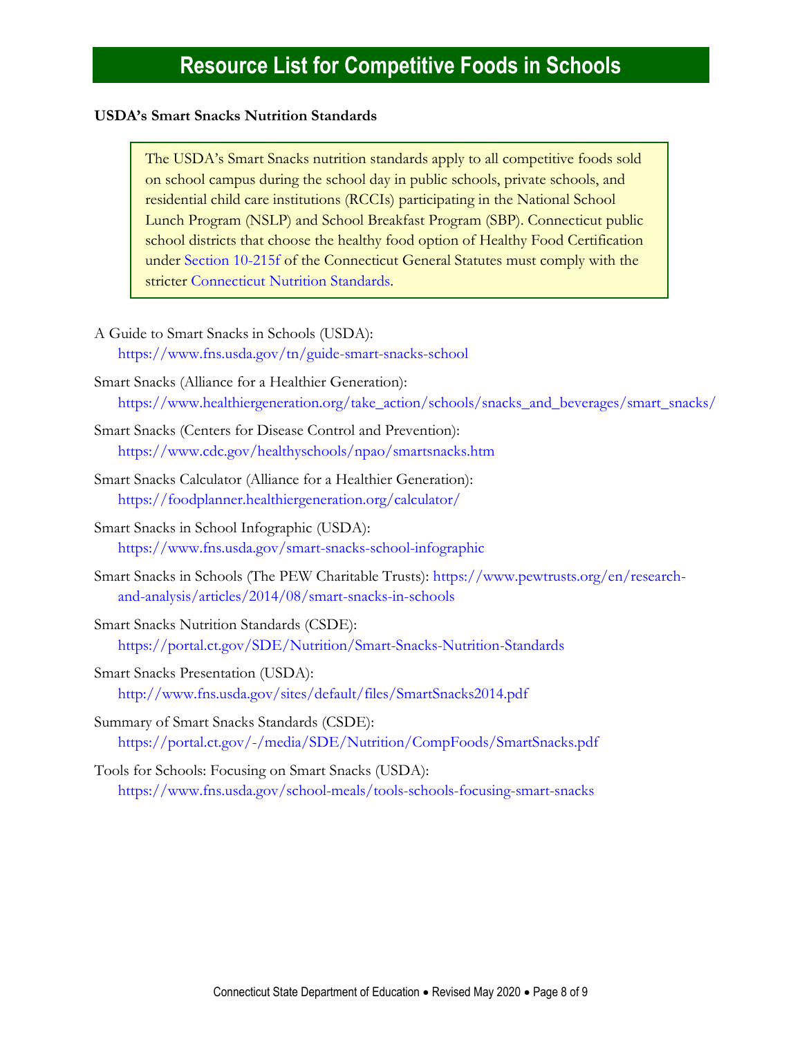# Resource List for Competitive Foods in Schools

**USDA's Smart Snacks Nutrition Standards**

> The USDA's Smart Snacks nutrition standards apply to all competitive foods sold on school campus during the school day in public schools, private schools, and residential child care institutions (RCCIs) participating in the National School Lunch Program (NSLP) and School Breakfast Program (SBP). Connecticut public school districts that choose the healthy food option of Healthy Food Certification under Section 10-215f of the Connecticut General Statutes must comply with the stricter Connecticut Nutrition Standards.

A Guide to Smart Snacks in Schools (USDA):
https://www.fns.usda.gov/tn/guide-smart-snacks-school

Smart Snacks (Alliance for a Healthier Generation):
https://www.healthiergeneration.org/take_action/schools/snacks_and_beverages/smart_snacks/

Smart Snacks (Centers for Disease Control and Prevention):
https://www.cdc.gov/healthyschools/npao/smartsnacks.htm

Smart Snacks Calculator (Alliance for a Healthier Generation):
https://foodplanner.healthiergeneration.org/calculator/

Smart Snacks in School Infographic (USDA):
https://www.fns.usda.gov/smart-snacks-school-infographic

Smart Snacks in Schools (The PEW Charitable Trusts): https://www.pewtrusts.org/en/research-and-analysis/articles/2014/08/smart-snacks-in-schools

Smart Snacks Nutrition Standards (CSDE):
https://portal.ct.gov/SDE/Nutrition/Smart-Snacks-Nutrition-Standards

Smart Snacks Presentation (USDA):
http://www.fns.usda.gov/sites/default/files/SmartSnacks2014.pdf

Summary of Smart Snacks Standards (CSDE):
https://portal.ct.gov/-/media/SDE/Nutrition/CompFoods/SmartSnacks.pdf

Tools for Schools: Focusing on Smart Snacks (USDA):
https://www.fns.usda.gov/school-meals/tools-schools-focusing-smart-snacks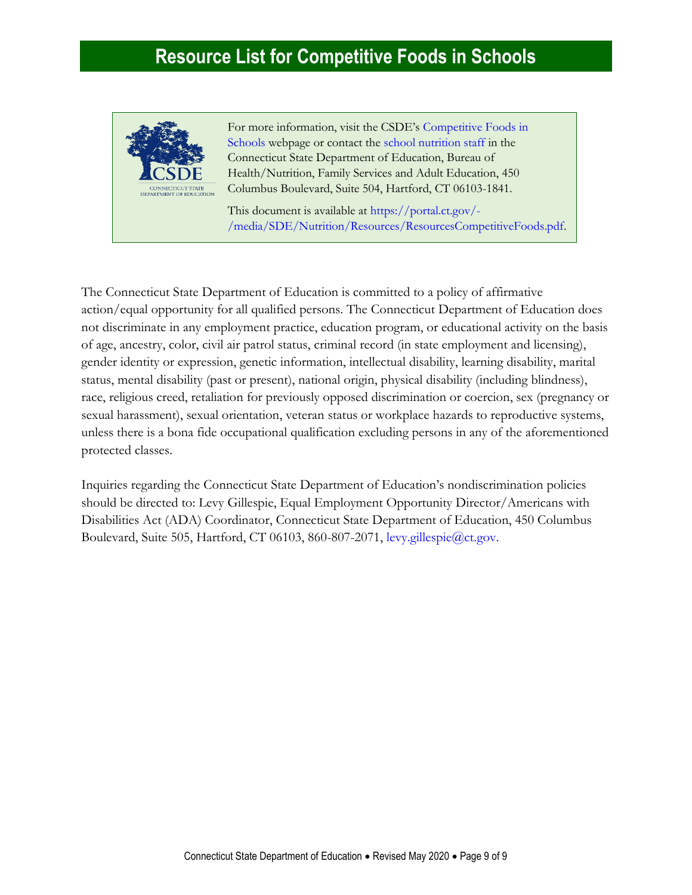# Resource List for Competitive Foods in Schools

For more information, visit the CSDE's Competitive Foods in Schools webpage or contact the school nutrition staff in the Connecticut State Department of Education, Bureau of Health/Nutrition, Family Services and Adult Education, 450 Columbus Boulevard, Suite 504, Hartford, CT 06103-1841.

This document is available at https://portal.ct.gov/-/media/SDE/Nutrition/Resources/ResourcesCompetitiveFoods.pdf.

The Connecticut State Department of Education is committed to a policy of affirmative action/equal opportunity for all qualified persons. The Connecticut Department of Education does not discriminate in any employment practice, education program, or educational activity on the basis of age, ancestry, color, civil air patrol status, criminal record (in state employment and licensing), gender identity or expression, genetic information, intellectual disability, learning disability, marital status, mental disability (past or present), national origin, physical disability (including blindness), race, religious creed, retaliation for previously opposed discrimination or coercion, sex (pregnancy or sexual harassment), sexual orientation, veteran status or workplace hazards to reproductive systems, unless there is a bona fide occupational qualification excluding persons in any of the aforementioned protected classes.

Inquiries regarding the Connecticut State Department of Education's nondiscrimination policies should be directed to: Levy Gillespie, Equal Employment Opportunity Director/Americans with Disabilities Act (ADA) Coordinator, Connecticut State Department of Education, 450 Columbus Boulevard, Suite 505, Hartford, CT 06103, 860-807-2071, levy.gillespie@ct.gov.